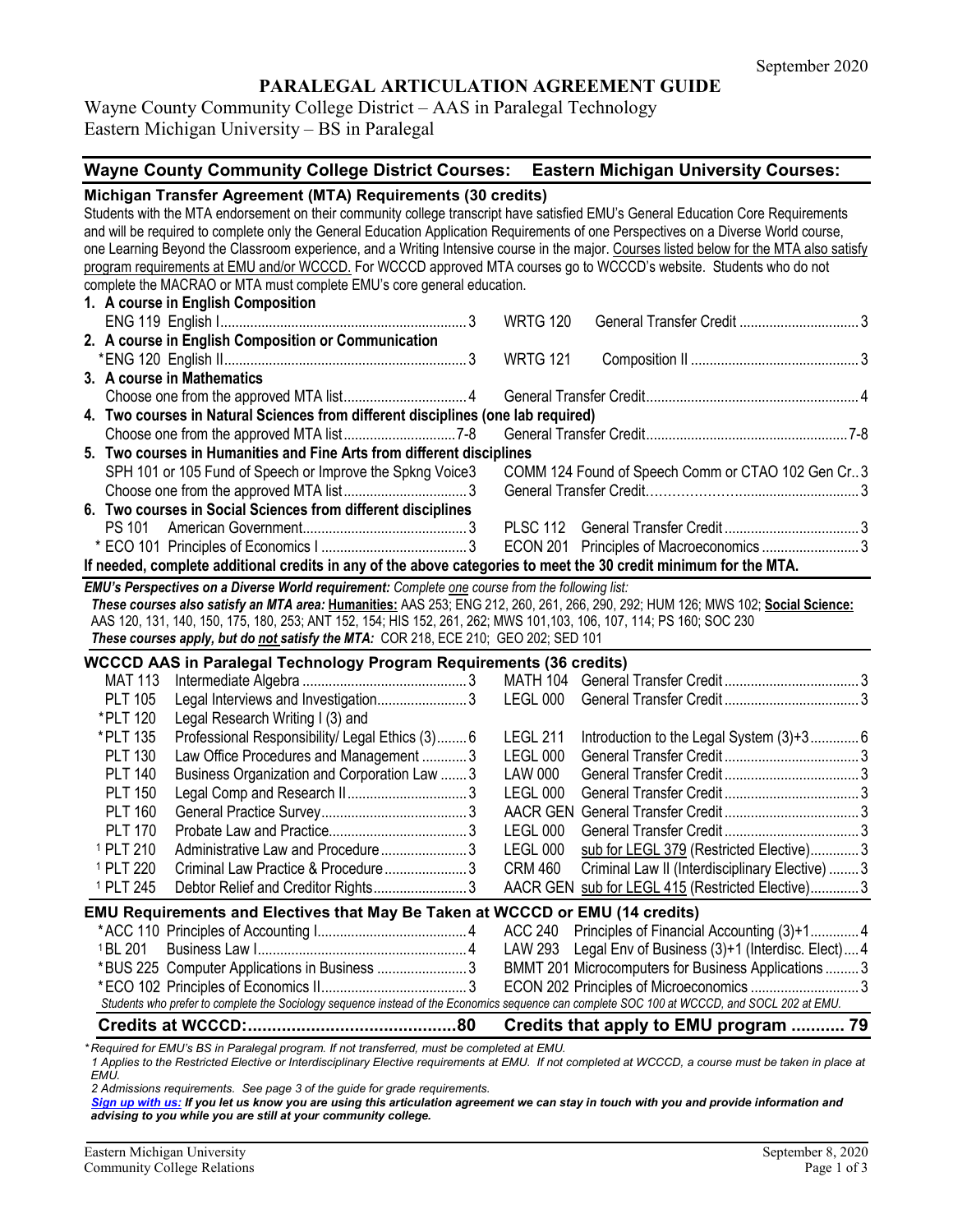September 2020

# PARALEGAL ARTICULATION AGREEMENT GUIDE

Wayne County Community College District – AAS in Paralegal Technology
Eastern Michigan University – BS in Paralegal

| Wayne County Community College District Courses: | | | Eastern Michigan University Courses: | | |
|---|---|---|---|---|---|
| **Michigan Transfer Agreement (MTA) Requirements (30 credits)** | | | | | |

Students with the MTA endorsement on their community college transcript have satisfied EMU's General Education Core Requirements and will be required to complete only the General Education Application Requirements of one Perspectives on a Diverse World course, one Learning Beyond the Classroom experience, and a Writing Intensive course in the major. Courses listed below for the MTA also satisfy program requirements at EMU and/or WCCCD. For WCCCD approved MTA courses go to WCCCD's website. Students who do not complete the MACRAO or MTA must complete EMU's core general education.

| WCCCD Course | Title | Credits | EMU Course | Title | Credits |
|---|---|---|---|---|---|
| **1. A course in English Composition** | | | | | |
| ENG 119 | English I | 3 | WRTG 120 | General Transfer Credit | 3 |
| **2. A course in English Composition or Communication** | | | | | |
| *ENG 120 | English II | 3 | WRTG 121 | Composition II | 3 |
| **3. A course in Mathematics** | | | | | |
| | Choose one from the approved MTA list | 4 | | General Transfer Credit | 4 |
| **4. Two courses in Natural Sciences from different disciplines (one lab required)** | | | | | |
| | Choose one from the approved MTA list | 7-8 | | General Transfer Credit | 7-8 |
| **5. Two courses in Humanities and Fine Arts from different disciplines** | | | | | |
| SPH 101 or 105 | Fund of Speech or Improve the Spkng Voice | 3 | COMM 124 | Found of Speech Comm or CTAO 102 Gen Cr. | 3 |
| | Choose one from the approved MTA list | 3 | | General Transfer Credit | 3 |
| **6. Two courses in Social Sciences from different disciplines** | | | | | |
| PS 101 | American Government | 3 | PLSC 112 | General Transfer Credit | 3 |
| *ECO 101 | Principles of Economics I | 3 | ECON 201 | Principles of Macroeconomics | 3 |

**If needed, complete additional credits in any of the above categories to meet the 30 credit minimum for the MTA.**

***EMU's Perspectives on a Diverse World requirement:*** *Complete one course from the following list:*
***These courses also satisfy an MTA area:*** **Humanities:** AAS 253; ENG 212, 260, 261, 266, 290, 292; HUM 126; MWS 102; **Social Science:** AAS 120, 131, 140, 150, 175, 180, 253; ANT 152, 154; HIS 152, 261, 262; MWS 101,103, 106, 107, 114; PS 160; SOC 230
***These courses apply, but do not satisfy the MTA:*** COR 218, ECE 210; GEO 202; SED 101

## WCCCD AAS in Paralegal Technology Program Requirements (36 credits)

| WCCCD Course | Title | Credits | EMU Course | Title | Credits |
|---|---|---|---|---|---|
| MAT 113 | Intermediate Algebra | 3 | MATH 104 | General Transfer Credit | 3 |
| PLT 105 | Legal Interviews and Investigation | 3 | LEGL 000 | General Transfer Credit | 3 |
| *PLT 120 | Legal Research Writing I (3) and | | | | |
| *PLT 135 | Professional Responsibility/ Legal Ethics (3) | 6 | LEGL 211 | Introduction to the Legal System (3)+3 | 6 |
| PLT 130 | Law Office Procedures and Management | 3 | LEGL 000 | General Transfer Credit | 3 |
| PLT 140 | Business Organization and Corporation Law | 3 | LAW 000 | General Transfer Credit | 3 |
| PLT 150 | Legal Comp and Research II | 3 | LEGL 000 | General Transfer Credit | 3 |
| PLT 160 | General Practice Survey | 3 | AACR GEN | General Transfer Credit | 3 |
| PLT 170 | Probate Law and Practice | 3 | LEGL 000 | General Transfer Credit | 3 |
| [1] PLT 210 | Administrative Law and Procedure | 3 | LEGL 000 | sub for LEGL 379 (Restricted Elective) | 3 |
| [1] PLT 220 | Criminal Law Practice & Procedure | 3 | CRM 460 | Criminal Law II (Interdisciplinary Elective) | 3 |
| [1] PLT 245 | Debtor Relief and Creditor Rights | 3 | AACR GEN | sub for LEGL 415 (Restricted Elective) | 3 |

## EMU Requirements and Electives that May Be Taken at WCCCD or EMU (14 credits)

| WCCCD Course | Title | Credits | EMU Course | Title | Credits |
|---|---|---|---|---|---|
| *ACC 110 | Principles of Accounting I | 4 | ACC 240 | Principles of Financial Accounting (3)+1 | 4 |
| [1]BL 201 | Business Law I | 4 | LAW 293 | Legal Env of Business (3)+1 (Interdisc. Elect) | 4 |
| *BUS 225 | Computer Applications in Business | 3 | BMMT 201 | Microcomputers for Business Applications | 3 |
| *ECO 102 | Principles of Economics II | 3 | ECON 202 | Principles of Microeconomics | 3 |

*Students who prefer to complete the Sociology sequence instead of the Economics sequence can complete SOC 100 at WCCCD, and SOCL 202 at EMU.*

| **Credits at WCCCD:** | **80** | **Credits that apply to EMU program** | **79** |
|---|---|---|---|

*\* Required for EMU's BS in Paralegal program. If not transferred, must be completed at EMU.*
*1 Applies to the Restricted Elective or Interdisciplinary Elective requirements at EMU. If not completed at WCCCD, a course must be taken in place at EMU.*
*2 Admissions requirements. See page 3 of the guide for grade requirements.*
***Sign up with us:** If you let us know you are using this articulation agreement we can stay in touch with you and provide information and advising to you while you are still at your community college.*

Eastern Michigan University
Community College Relations
September 8, 2020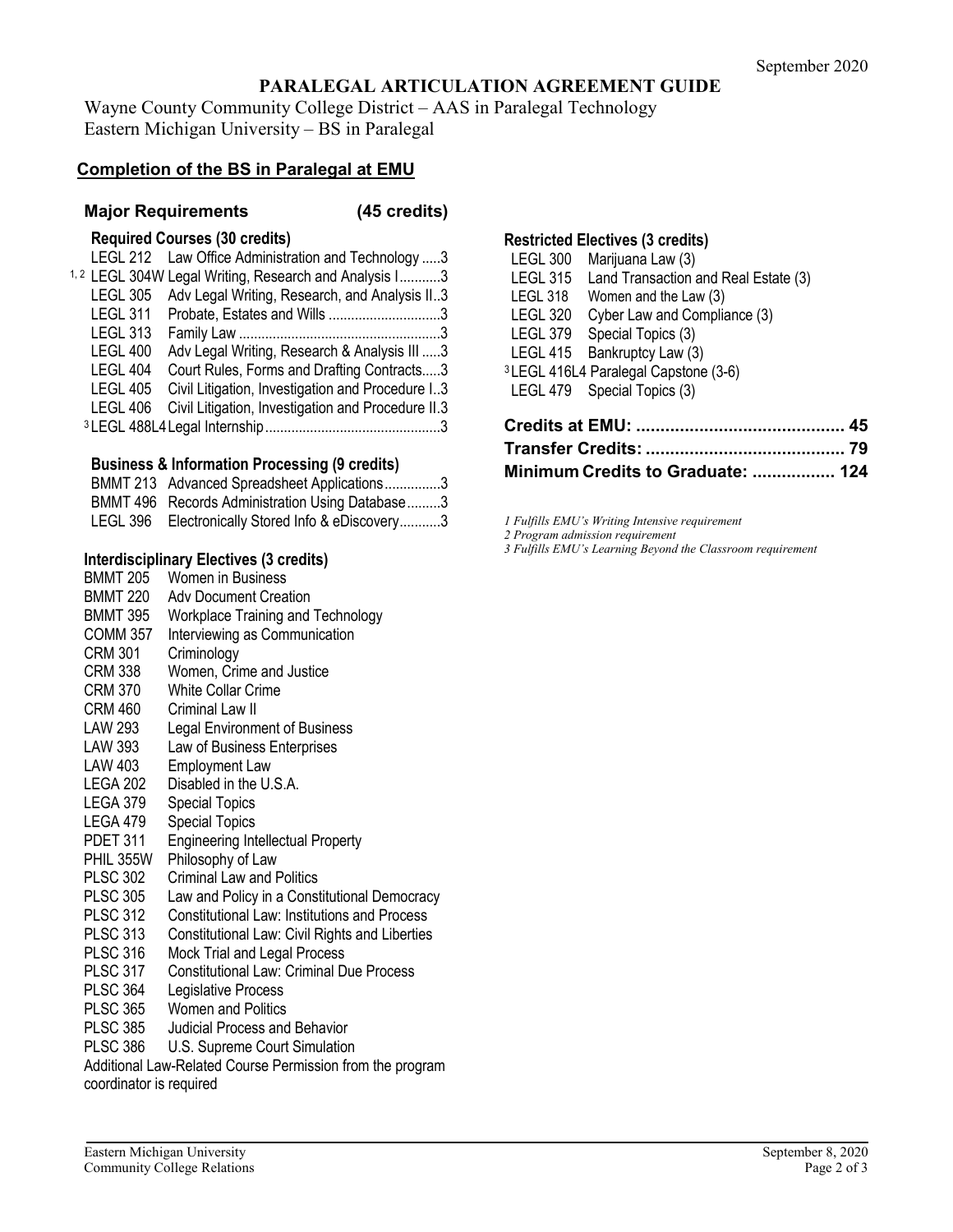September 2020

# PARALEGAL ARTICULATION AGREEMENT GUIDE

Wayne County Community College District – AAS in Paralegal Technology
Eastern Michigan University – BS in Paralegal

## Completion of the BS in Paralegal at EMU

### Major Requirements (45 credits)

**Required Courses (30 credits)**

- LEGL 212 Law Office Administration and Technology .....3
- [1,2] LEGL 304W Legal Writing, Research and Analysis I...........3
- LEGL 305 Adv Legal Writing, Research, and Analysis II..3
- LEGL 311 Probate, Estates and Wills .............................3
- LEGL 313 Family Law .....................................................3
- LEGL 400 Adv Legal Writing, Research & Analysis III .....3
- LEGL 404 Court Rules, Forms and Drafting Contracts.....3
- LEGL 405 Civil Litigation, Investigation and Procedure I..3
- LEGL 406 Civil Litigation, Investigation and Procedure II.3
- [3] LEGL 488L4 Legal Internship...............................................3

**Business & Information Processing (9 credits)**

- BMMT 213 Advanced Spreadsheet Applications...............3
- BMMT 496 Records Administration Using Database.........3
- LEGL 396 Electronically Stored Info & eDiscovery...........3

**Interdisciplinary Electives (3 credits)**

- BMMT 205 Women in Business
- BMMT 220 Adv Document Creation
- BMMT 395 Workplace Training and Technology
- COMM 357 Interviewing as Communication
- CRM 301 Criminology
- CRM 338 Women, Crime and Justice
- CRM 370 White Collar Crime
- CRM 460 Criminal Law II
- LAW 293 Legal Environment of Business
- LAW 393 Law of Business Enterprises
- LAW 403 Employment Law
- LEGA 202 Disabled in the U.S.A.
- LEGA 379 Special Topics
- LEGA 479 Special Topics
- PDET 311 Engineering Intellectual Property
- PHIL 355W Philosophy of Law
- PLSC 302 Criminal Law and Politics
- PLSC 305 Law and Policy in a Constitutional Democracy
- PLSC 312 Constitutional Law: Institutions and Process
- PLSC 313 Constitutional Law: Civil Rights and Liberties
- PLSC 316 Mock Trial and Legal Process
- PLSC 317 Constitutional Law: Criminal Due Process
- PLSC 364 Legislative Process
- PLSC 365 Women and Politics
- PLSC 385 Judicial Process and Behavior
- PLSC 386 U.S. Supreme Court Simulation

Additional Law-Related Course Permission from the program coordinator is required

**Restricted Electives (3 credits)**

- LEGL 300 Marijuana Law (3)
- LEGL 315 Land Transaction and Real Estate (3)
- LEGL 318 Women and the Law (3)
- LEGL 320 Cyber Law and Compliance (3)
- LEGL 379 Special Topics (3)
- LEGL 415 Bankruptcy Law (3)
- [3] LEGL 416L4 Paralegal Capstone (3-6)
- LEGL 479 Special Topics (3)

**Credits at EMU: ........................................... 45**
**Transfer Credits: ......................................... 79**
**Minimum Credits to Graduate: ................. 124**

*1 Fulfills EMU's Writing Intensive requirement*
*2 Program admission requirement*
*3 Fulfills EMU's Learning Beyond the Classroom requirement*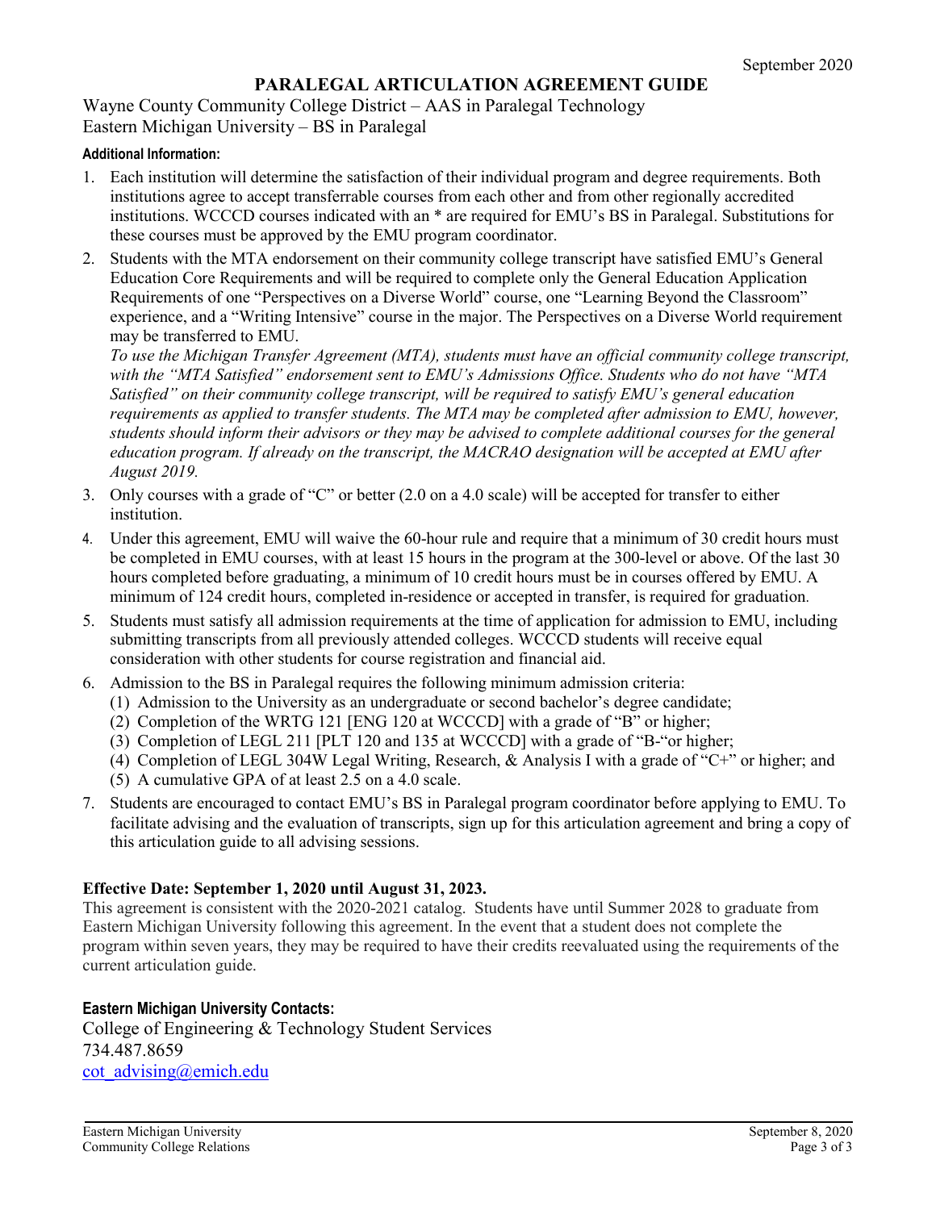September 2020

# PARALEGAL ARTICULATION AGREEMENT GUIDE

Wayne County Community College District – AAS in Paralegal Technology
Eastern Michigan University – BS in Paralegal

**Additional Information:**

1. Each institution will determine the satisfaction of their individual program and degree requirements. Both institutions agree to accept transferrable courses from each other and from other regionally accredited institutions. WCCCD courses indicated with an * are required for EMU's BS in Paralegal. Substitutions for these courses must be approved by the EMU program coordinator.
2. Students with the MTA endorsement on their community college transcript have satisfied EMU's General Education Core Requirements and will be required to complete only the General Education Application Requirements of one "Perspectives on a Diverse World" course, one "Learning Beyond the Classroom" experience, and a "Writing Intensive" course in the major. The Perspectives on a Diverse World requirement may be transferred to EMU.
   *To use the Michigan Transfer Agreement (MTA), students must have an official community college transcript, with the "MTA Satisfied" endorsement sent to EMU's Admissions Office. Students who do not have "MTA Satisfied" on their community college transcript, will be required to satisfy EMU's general education requirements as applied to transfer students. The MTA may be completed after admission to EMU, however, students should inform their advisors or they may be advised to complete additional courses for the general education program. If already on the transcript, the MACRAO designation will be accepted at EMU after August 2019.*
3. Only courses with a grade of "C" or better (2.0 on a 4.0 scale) will be accepted for transfer to either institution.
4. Under this agreement, EMU will waive the 60-hour rule and require that a minimum of 30 credit hours must be completed in EMU courses, with at least 15 hours in the program at the 300-level or above. Of the last 30 hours completed before graduating, a minimum of 10 credit hours must be in courses offered by EMU. A minimum of 124 credit hours, completed in-residence or accepted in transfer, is required for graduation.
5. Students must satisfy all admission requirements at the time of application for admission to EMU, including submitting transcripts from all previously attended colleges. WCCCD students will receive equal consideration with other students for course registration and financial aid.
6. Admission to the BS in Paralegal requires the following minimum admission criteria:
   (1) Admission to the University as an undergraduate or second bachelor's degree candidate;
   (2) Completion of the WRTG 121 [ENG 120 at WCCCD] with a grade of "B" or higher;
   (3) Completion of LEGL 211 [PLT 120 and 135 at WCCCD] with a grade of "B-"or higher;
   (4) Completion of LEGL 304W Legal Writing, Research, & Analysis I with a grade of "C+" or higher; and
   (5) A cumulative GPA of at least 2.5 on a 4.0 scale.
7. Students are encouraged to contact EMU's BS in Paralegal program coordinator before applying to EMU. To facilitate advising and the evaluation of transcripts, sign up for this articulation agreement and bring a copy of this articulation guide to all advising sessions.

**Effective Date: September 1, 2020 until August 31, 2023.**

This agreement is consistent with the 2020-2021 catalog. Students have until Summer 2028 to graduate from Eastern Michigan University following this agreement. In the event that a student does not complete the program within seven years, they may be required to have their credits reevaluated using the requirements of the current articulation guide.

**Eastern Michigan University Contacts:**

College of Engineering & Technology Student Services
734.487.8659
cot_advising@emich.edu